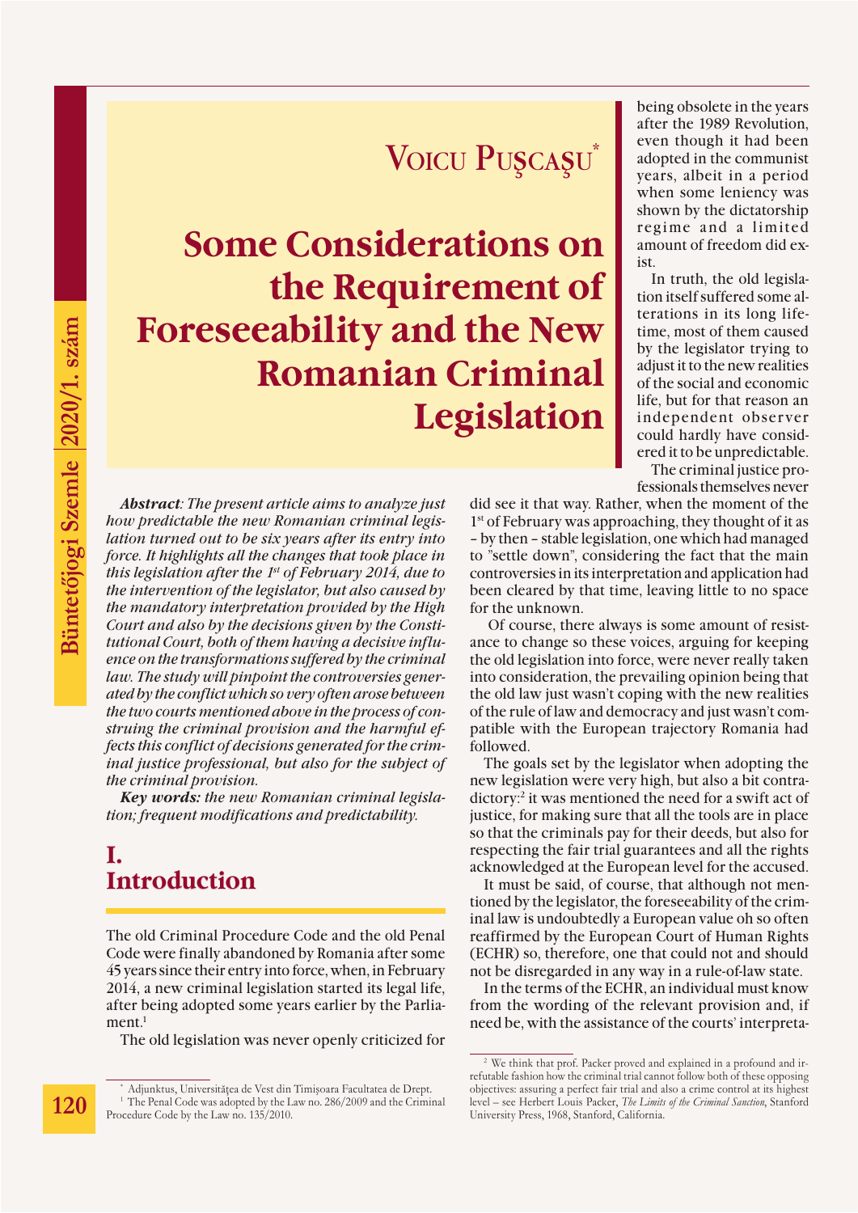# Voicu Puşcaşu[*]

# Some Considerations on the Requirement of Foreseeability and the New Romanian Criminal Legislation

***Abstract****: The present article aims to analyze just how predictable the new Romanian criminal legislation turned out to be six years after its entry into force. It highlights all the changes that took place in this legislation after the 1st of February 2014, due to the intervention of the legislator, but also caused by the mandatory interpretation provided by the High Court and also by the decisions given by the Constitutional Court, both of them having a decisive influence on the transformations suffered by the criminal law. The study will pinpoint the controversies generated by the conflict which so very often arose between the two courts mentioned above in the process of construing the criminal provision and the harmful effects this conflict of decisions generated for the criminal justice professional, but also for the subject of the criminal provision.*

***Key words:*** *the new Romanian criminal legislation; frequent modifications and predictability.*

## I. Introduction

The old Criminal Procedure Code and the old Penal Code were finally abandoned by Romania after some 45 years since their entry into force, when, in February 2014, a new criminal legislation started its legal life, after being adopted some years earlier by the Parliament.[1]

The old legislation was never openly criticized for being obsolete in the years after the 1989 Revolution, even though it had been adopted in the communist years, albeit in a period when some leniency was shown by the dictatorship regime and a limited amount of freedom did exist.

In truth, the old legislation itself suffered some alterations in its long lifetime, most of them caused by the legislator trying to adjust it to the new realities of the social and economic life, but for that reason an independent observer could hardly have considered it to be unpredictable.

The criminal justice professionals themselves never did see it that way. Rather, when the moment of the 1st of February was approaching, they thought of it as – by then – stable legislation, one which had managed to "settle down", considering the fact that the main controversies in its interpretation and application had been cleared by that time, leaving little to no space for the unknown.

Of course, there always is some amount of resistance to change so these voices, arguing for keeping the old legislation into force, were never really taken into consideration, the prevailing opinion being that the old law just wasn't coping with the new realities of the rule of law and democracy and just wasn't compatible with the European trajectory Romania had followed.

The goals set by the legislator when adopting the new legislation were very high, but also a bit contradictory:[2] it was mentioned the need for a swift act of justice, for making sure that all the tools are in place so that the criminals pay for their deeds, but also for respecting the fair trial guarantees and all the rights acknowledged at the European level for the accused.

It must be said, of course, that although not mentioned by the legislator, the foreseeability of the criminal law is undoubtedly a European value oh so often reaffirmed by the European Court of Human Rights (ECHR) so, therefore, one that could not and should not be disregarded in any way in a rule-of-law state.

In the terms of the ECHR, an individual must know from the wording of the relevant provision and, if need be, with the assistance of the courts' interpreta-

---

[*] Adjunktus, Universitătea de Vest din Timişoara Facultatea de Drept.

[1] The Penal Code was adopted by the Law no. 286/2009 and the Criminal Procedure Code by the Law no. 135/2010.

[2] We think that prof. Packer proved and explained in a profound and irrefutable fashion how the criminal trial cannot follow both of these opposing objectives: assuring a perfect fair trial and also a crime control at its highest level – see Herbert Louis Packer, *The Limits of the Criminal Sanction*, Stanford University Press, 1968, Stanford, California.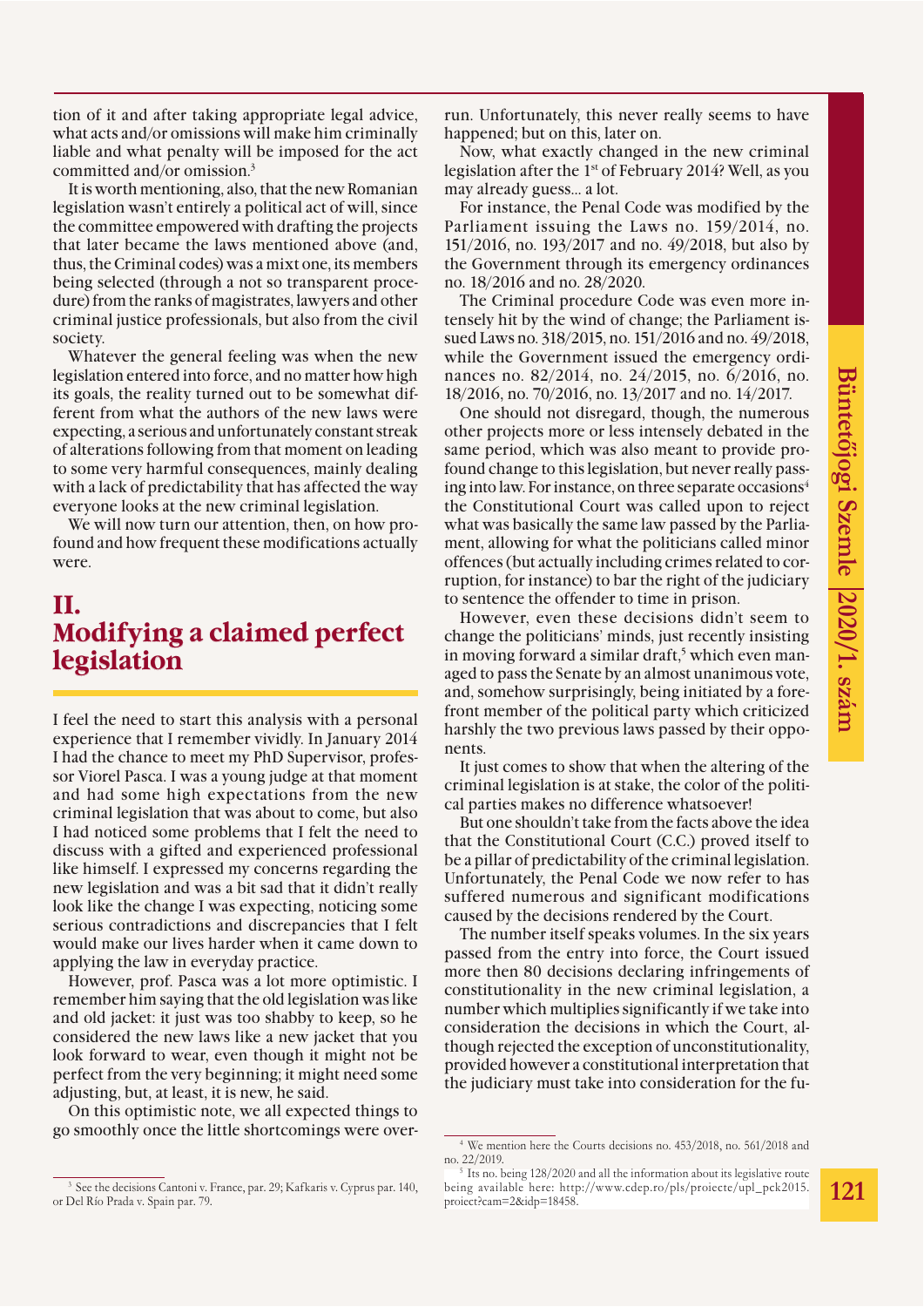tion of it and after taking appropriate legal advice, what acts and/or omissions will make him criminally liable and what penalty will be imposed for the act committed and/or omission.[3]

It is worth mentioning, also, that the new Romanian legislation wasn't entirely a political act of will, since the committee empowered with drafting the projects that later became the laws mentioned above (and, thus, the Criminal codes) was a mixt one, its members being selected (through a not so transparent procedure) from the ranks of magistrates, lawyers and other criminal justice professionals, but also from the civil society.

Whatever the general feeling was when the new legislation entered into force, and no matter how high its goals, the reality turned out to be somewhat different from what the authors of the new laws were expecting, a serious and unfortunately constant streak of alterations following from that moment on leading to some very harmful consequences, mainly dealing with a lack of predictability that has affected the way everyone looks at the new criminal legislation.

We will now turn our attention, then, on how profound and how frequent these modifications actually were.

## II. Modifying a claimed perfect legislation

I feel the need to start this analysis with a personal experience that I remember vividly. In January 2014 I had the chance to meet my PhD Supervisor, professor Viorel Pasca. I was a young judge at that moment and had some high expectations from the new criminal legislation that was about to come, but also I had noticed some problems that I felt the need to discuss with a gifted and experienced professional like himself. I expressed my concerns regarding the new legislation and was a bit sad that it didn't really look like the change I was expecting, noticing some serious contradictions and discrepancies that I felt would make our lives harder when it came down to applying the law in everyday practice.

However, prof. Pasca was a lot more optimistic. I remember him saying that the old legislation was like and old jacket: it just was too shabby to keep, so he considered the new laws like a new jacket that you look forward to wear, even though it might not be perfect from the very beginning; it might need some adjusting, but, at least, it is new, he said.

On this optimistic note, we all expected things to go smoothly once the little shortcomings were overrun. Unfortunately, this never really seems to have happened; but on this, later on.

Now, what exactly changed in the new criminal legislation after the 1st of February 2014? Well, as you may already guess... a lot.

For instance, the Penal Code was modified by the Parliament issuing the Laws no. 159/2014, no. 151/2016, no. 193/2017 and no. 49/2018, but also by the Government through its emergency ordinances no. 18/2016 and no. 28/2020.

The Criminal procedure Code was even more intensely hit by the wind of change; the Parliament issued Laws no. 318/2015, no. 151/2016 and no. 49/2018, while the Government issued the emergency ordinances no. 82/2014, no. 24/2015, no. 6/2016, no. 18/2016, no. 70/2016, no. 13/2017 and no. 14/2017.

One should not disregard, though, the numerous other projects more or less intensely debated in the same period, which was also meant to provide profound change to this legislation, but never really passing into law. For instance, on three separate occasions[4] the Constitutional Court was called upon to reject what was basically the same law passed by the Parliament, allowing for what the politicians called minor offences (but actually including crimes related to corruption, for instance) to bar the right of the judiciary to sentence the offender to time in prison.

However, even these decisions didn't seem to change the politicians' minds, just recently insisting in moving forward a similar draft,[5] which even managed to pass the Senate by an almost unanimous vote, and, somehow surprisingly, being initiated by a forefront member of the political party which criticized harshly the two previous laws passed by their opponents.

It just comes to show that when the altering of the criminal legislation is at stake, the color of the political parties makes no difference whatsoever!

But one shouldn't take from the facts above the idea that the Constitutional Court (C.C.) proved itself to be a pillar of predictability of the criminal legislation. Unfortunately, the Penal Code we now refer to has suffered numerous and significant modifications caused by the decisions rendered by the Court.

The number itself speaks volumes. In the six years passed from the entry into force, the Court issued more then 80 decisions declaring infringements of constitutionality in the new criminal legislation, a number which multiplies significantly if we take into consideration the decisions in which the Court, although rejected the exception of unconstitutionality, provided however a constitutional interpretation that the judiciary must take into consideration for the fu-

[3] See the decisions Cantoni v. France, par. 29; Kafkaris v. Cyprus par. 140, or Del Río Prada v. Spain par. 79.

[4] We mention here the Courts decisions no. 453/2018, no. 561/2018 and no. 22/2019.

[5] Its no. being 128/2020 and all the information about its legislative route being available here: http://www.cdep.ro/pls/proiecte/upl_pck2015.proiect?cam=2&idp=18458.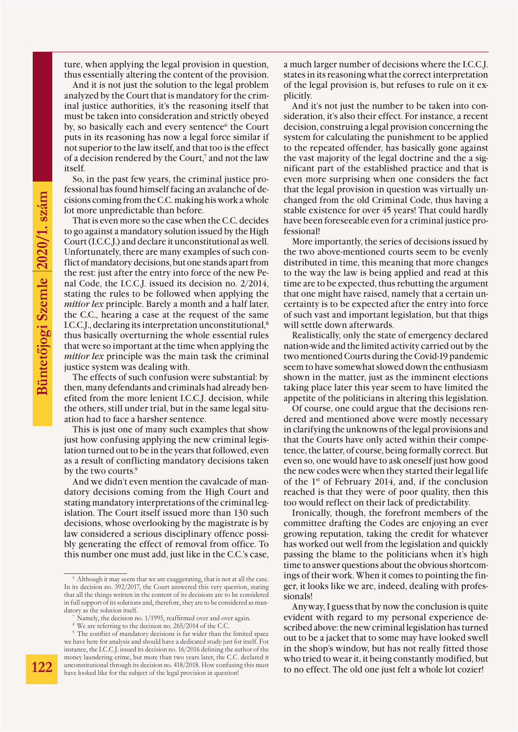ture, when applying the legal provision in question, thus essentially altering the content of the provision.

And it is not just the solution to the legal problem analyzed by the Court that is mandatory for the criminal justice authorities, it's the reasoning itself that must be taken into consideration and strictly obeyed by, so basically each and every sentence[6] the Court puts in its reasoning has now a legal force similar if not superior to the law itself, and that too is the effect of a decision rendered by the Court,[7] and not the law itself.

So, in the past few years, the criminal justice professional has found himself facing an avalanche of decisions coming from the C.C. making his work a whole lot more unpredictable than before.

That is even more so the case when the C.C. decides to go against a mandatory solution issued by the High Court (I.C.C.J.) and declare it unconstitutional as well. Unfortunately, there are many examples of such conflict of mandatory decisions, but one stands apart from the rest: just after the entry into force of the new Penal Code, the I.C.C.J. issued its decision no. 2/2014, stating the rules to be followed when applying the *mitior lex* principle. Barely a month and a half later, the C.C., hearing a case at the request of the same I.C.C.J., declaring its interpretation unconstitutional,[8] thus basically overturning the whole essential rules that were so important at the time when applying the *mitior lex* principle was the main task the criminal justice system was dealing with.

The effects of such confusion were substantial: by then, many defendants and criminals had already benefited from the more lenient I.C.C.J. decision, while the others, still under trial, but in the same legal situation had to face a harsher sentence.

This is just one of many such examples that show just how confusing applying the new criminal legislation turned out to be in the years that followed, even as a result of conflicting mandatory decisions taken by the two courts.[9]

And we didn't even mention the cavalcade of mandatory decisions coming from the High Court and stating mandatory interpretations of the criminal legislation. The Court itself issued more than 130 such decisions, whose overlooking by the magistrate is by law considered a serious disciplinary offence possibly generating the effect of removal from office. To this number one must add, just like in the C.C.'s case, a much larger number of decisions where the I.C.C.J. states in its reasoning what the correct interpretation of the legal provision is, but refuses to rule on it explicitly.

And it's not just the number to be taken into consideration, it's also their effect. For instance, a recent decision, construing a legal provision concerning the system for calculating the punishment to be applied to the repeated offender, has basically gone against the vast majority of the legal doctrine and the a significant part of the established practice and that is even more surprising when one considers the fact that the legal provision in question was virtually unchanged from the old Criminal Code, thus having a stable existence for over 45 years! That could hardly have been foreseeable even for a criminal justice professional!

More importantly, the series of decisions issued by the two above-mentioned courts seem to be evenly distributed in time, this meaning that more changes to the way the law is being applied and read at this time are to be expected, thus rebutting the argument that one might have raised, namely that a certain uncertainty is to be expected after the entry into force of such vast and important legislation, but that thigs will settle down afterwards.

Realistically, only the state of emergency declared nation-wide and the limited activity carried out by the two mentioned Courts during the Covid-19 pandemic seem to have somewhat slowed down the enthusiasm shown in the matter, just as the imminent elections taking place later this year seem to have limited the appetite of the politicians in altering this legislation.

Of course, one could argue that the decisions rendered and mentioned above were mostly necessary in clarifying the unknowns of the legal provisions and that the Courts have only acted within their competence, the latter, of course, being formally correct. But even so, one would have to ask oneself just how good the new codes were when they started their legal life of the 1st of February 2014, and, if the conclusion reached is that they were of poor quality, then this too would reflect on their lack of predictability.

Ironically, though, the forefront members of the committee drafting the Codes are enjoying an ever growing reputation, taking the credit for whatever has worked out well from the legislation and quickly passing the blame to the politicians when it's high time to answer questions about the obvious shortcomings of their work. When it comes to pointing the finger, it looks like we are, indeed, dealing with professionals!

Anyway, I guess that by now the conclusion is quite evident with regard to my personal experience described above: the new criminal legislation has turned out to be a jacket that to some may have looked swell in the shop's window, but has not really fitted those who tried to wear it, it being constantly modified, but to no effect. The old one just felt a whole lot cozier!

---

[6] Although it may seem that we are exaggerating, that is not at all the case. In its decision no. 392/2017, the Court answered this very question, stating that all the things written in the content of its decisions are to be considered in full support of its solutions and, therefore, they are to be considered as mandatory as the solution itself.

[7] Namely, the decision no. 1/1995, reaffirmed over and over again.

[8] We are referring to the decision no. 265/2014 of the C.C.

[9] The conflict of mandatory decisions is far wider than the limited space we have here for analysis and should have a dedicated study just for itself. For instance, the I.C.C.J. issued its decision no. 16/2016 defining the author of the money laundering crime, but more than two years later, the C.C. declared it unconstitutional through its decision no. 418/2018. How confusing this must have looked like for the subject of the legal provision in question!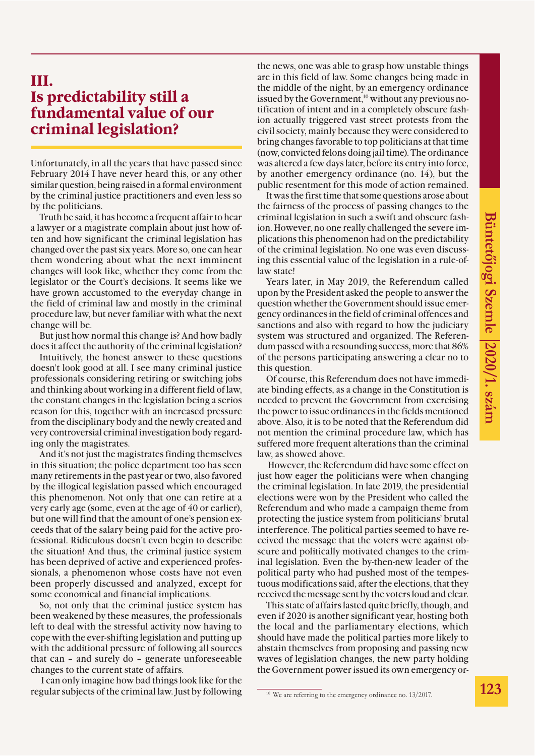## III. Is predictability still a fundamental value of our criminal legislation?

Unfortunately, in all the years that have passed since February 2014 I have never heard this, or any other similar question, being raised in a formal environment by the criminal justice practitioners and even less so by the politicians.

Truth be said, it has become a frequent affair to hear a lawyer or a magistrate complain about just how often and how significant the criminal legislation has changed over the past six years. More so, one can hear them wondering about what the next imminent changes will look like, whether they come from the legislator or the Court's decisions. It seems like we have grown accustomed to the everyday change in the field of criminal law and mostly in the criminal procedure law, but never familiar with what the next change will be.

But just how normal this change is? And how badly does it affect the authority of the criminal legislation?

Intuitively, the honest answer to these questions doesn't look good at all. I see many criminal justice professionals considering retiring or switching jobs and thinking about working in a different field of law, the constant changes in the legislation being a serios reason for this, together with an increased pressure from the disciplinary body and the newly created and very controversial criminal investigation body regarding only the magistrates.

And it's not just the magistrates finding themselves in this situation; the police department too has seen many retirements in the past year or two, also favored by the illogical legislation passed which encouraged this phenomenon. Not only that one can retire at a very early age (some, even at the age of 40 or earlier), but one will find that the amount of one's pension exceeds that of the salary being paid for the active professional. Ridiculous doesn't even begin to describe the situation! And thus, the criminal justice system has been deprived of active and experienced professionals, a phenomenon whose costs have not even been properly discussed and analyzed, except for some economical and financial implications.

So, not only that the criminal justice system has been weakened by these measures, the professionals left to deal with the stressful activity now having to cope with the ever-shifting legislation and putting up with the additional pressure of following all sources that can – and surely do – generate unforeseeable changes to the current state of affairs.

I can only imagine how bad things look like for the regular subjects of the criminal law. Just by following the news, one was able to grasp how unstable things are in this field of law. Some changes being made in the middle of the night, by an emergency ordinance issued by the Government,[10] without any previous notification of intent and in a completely obscure fashion actually triggered vast street protests from the civil society, mainly because they were considered to bring changes favorable to top politicians at that time (now, convicted felons doing jail time). The ordinance was altered a few days later, before its entry into force, by another emergency ordinance (no. 14), but the public resentment for this mode of action remained.

It was the first time that some questions arose about the fairness of the process of passing changes to the criminal legislation in such a swift and obscure fashion. However, no one really challenged the severe implications this phenomenon had on the predictability of the criminal legislation. No one was even discussing this essential value of the legislation in a rule-of-law state!

Years later, in May 2019, the Referendum called upon by the President asked the people to answer the question whether the Government should issue emergency ordinances in the field of criminal offences and sanctions and also with regard to how the judiciary system was structured and organized. The Referendum passed with a resounding success, more that 86% of the persons participating answering a clear no to this question.

Of course, this Referendum does not have immediate binding effects, as a change in the Constitution is needed to prevent the Government from exercising the power to issue ordinances in the fields mentioned above. Also, it is to be noted that the Referendum did not mention the criminal procedure law, which has suffered more frequent alterations than the criminal law, as showed above.

However, the Referendum did have some effect on just how eager the politicians were when changing the criminal legislation. In late 2019, the presidential elections were won by the President who called the Referendum and who made a campaign theme from protecting the justice system from politicians' brutal interference. The political parties seemed to have received the message that the voters were against obscure and politically motivated changes to the criminal legislation. Even the by-then-new leader of the political party who had pushed most of the tempestuous modifications said, after the elections, that they received the message sent by the voters loud and clear.

This state of affairs lasted quite briefly, though, and even if 2020 is another significant year, hosting both the local and the parliamentary elections, which should have made the political parties more likely to abstain themselves from proposing and passing new waves of legislation changes, the new party holding the Government power issued its own emergency or-

[10] We are referring to the emergency ordinance no. 13/2017.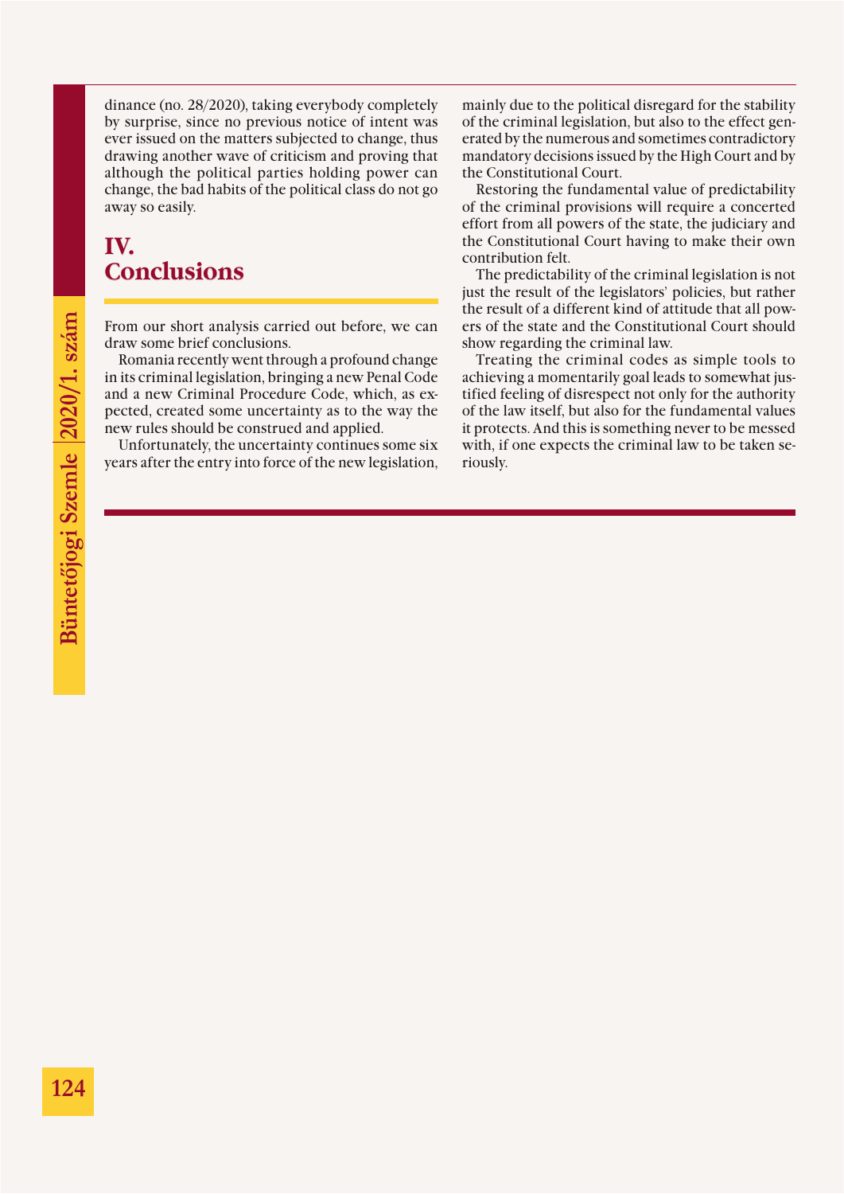dinance (no. 28/2020), taking everybody completely by surprise, since no previous notice of intent was ever issued on the matters subjected to change, thus drawing another wave of criticism and proving that although the political parties holding power can change, the bad habits of the political class do not go away so easily.

## IV. Conclusions

From our short analysis carried out before, we can draw some brief conclusions.

Romania recently went through a profound change in its criminal legislation, bringing a new Penal Code and a new Criminal Procedure Code, which, as expected, created some uncertainty as to the way the new rules should be construed and applied.

Unfortunately, the uncertainty continues some six years after the entry into force of the new legislation, mainly due to the political disregard for the stability of the criminal legislation, but also to the effect generated by the numerous and sometimes contradictory mandatory decisions issued by the High Court and by the Constitutional Court.

Restoring the fundamental value of predictability of the criminal provisions will require a concerted effort from all powers of the state, the judiciary and the Constitutional Court having to make their own contribution felt.

The predictability of the criminal legislation is not just the result of the legislators' policies, but rather the result of a different kind of attitude that all powers of the state and the Constitutional Court should show regarding the criminal law.

Treating the criminal codes as simple tools to achieving a momentarily goal leads to somewhat justified feeling of disrespect not only for the authority of the law itself, but also for the fundamental values it protects. And this is something never to be messed with, if one expects the criminal law to be taken seriously.